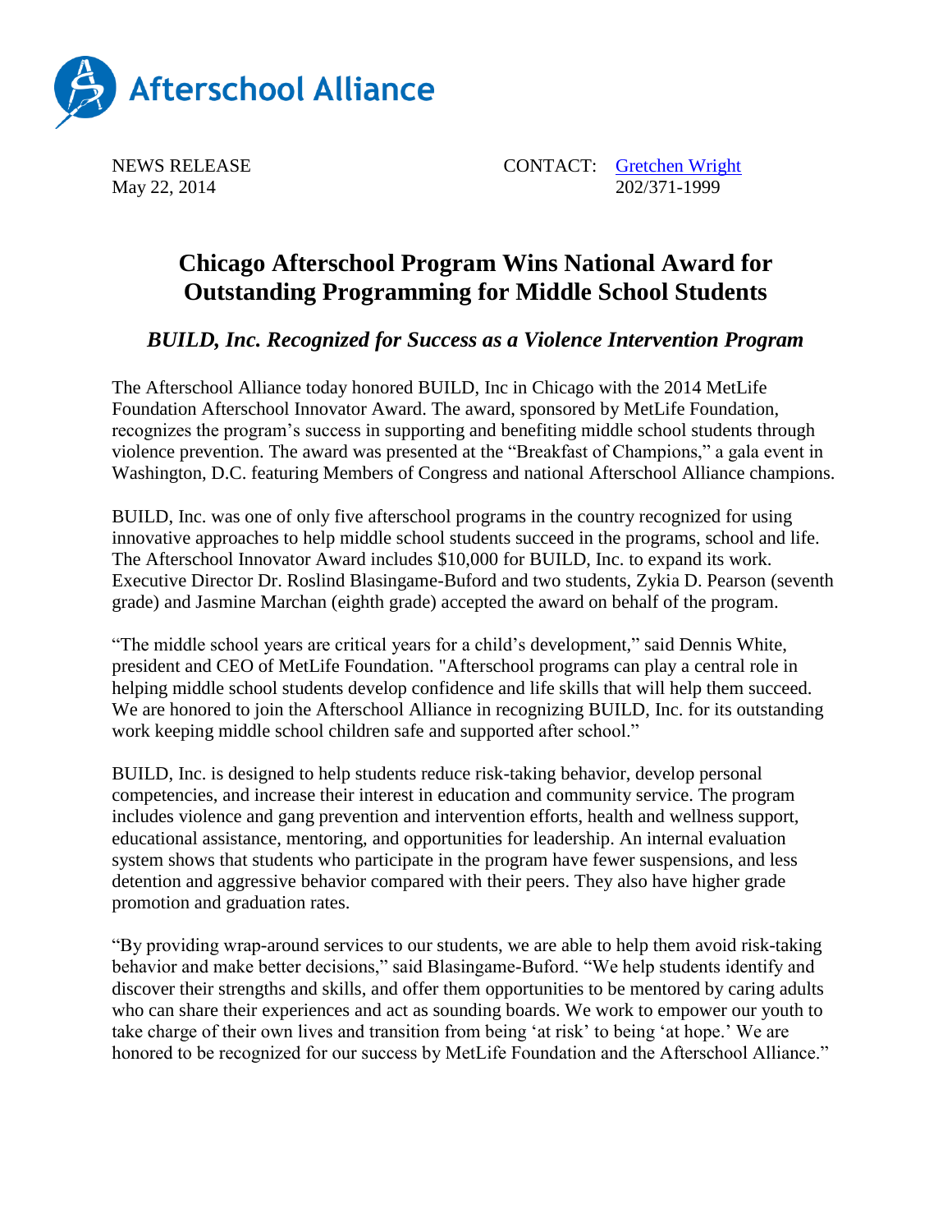Afterschool Alliance

NEWS RELEASE
May 22, 2014

CONTACT: [Gretchen Wright](Gretchen Wright)
202/371-1999

# Chicago Afterschool Program Wins National Award for Outstanding Programming for Middle School Students

## *BUILD, Inc. Recognized for Success as a Violence Intervention Program*

The Afterschool Alliance today honored BUILD, Inc in Chicago with the 2014 MetLife Foundation Afterschool Innovator Award. The award, sponsored by MetLife Foundation, recognizes the program's success in supporting and benefiting middle school students through violence prevention. The award was presented at the "Breakfast of Champions," a gala event in Washington, D.C. featuring Members of Congress and national Afterschool Alliance champions.

BUILD, Inc. was one of only five afterschool programs in the country recognized for using innovative approaches to help middle school students succeed in the programs, school and life. The Afterschool Innovator Award includes $10,000 for BUILD, Inc. to expand its work. Executive Director Dr. Roslind Blasingame-Buford and two students, Zykia D. Pearson (seventh grade) and Jasmine Marchan (eighth grade) accepted the award on behalf of the program.

"The middle school years are critical years for a child's development," said Dennis White, president and CEO of MetLife Foundation. "Afterschool programs can play a central role in helping middle school students develop confidence and life skills that will help them succeed. We are honored to join the Afterschool Alliance in recognizing BUILD, Inc. for its outstanding work keeping middle school children safe and supported after school."

BUILD, Inc. is designed to help students reduce risk-taking behavior, develop personal competencies, and increase their interest in education and community service. The program includes violence and gang prevention and intervention efforts, health and wellness support, educational assistance, mentoring, and opportunities for leadership. An internal evaluation system shows that students who participate in the program have fewer suspensions, and less detention and aggressive behavior compared with their peers. They also have higher grade promotion and graduation rates.

"By providing wrap-around services to our students, we are able to help them avoid risk-taking behavior and make better decisions," said Blasingame-Buford. "We help students identify and discover their strengths and skills, and offer them opportunities to be mentored by caring adults who can share their experiences and act as sounding boards. We work to empower our youth to take charge of their own lives and transition from being 'at risk' to being 'at hope.' We are honored to be recognized for our success by MetLife Foundation and the Afterschool Alliance."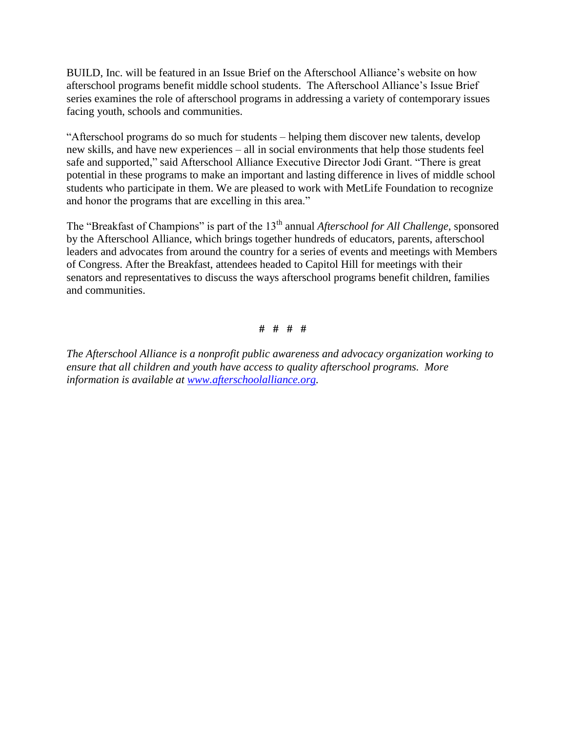BUILD, Inc. will be featured in an Issue Brief on the Afterschool Alliance's website on how afterschool programs benefit middle school students. The Afterschool Alliance's Issue Brief series examines the role of afterschool programs in addressing a variety of contemporary issues facing youth, schools and communities.

"Afterschool programs do so much for students – helping them discover new talents, develop new skills, and have new experiences – all in social environments that help those students feel safe and supported," said Afterschool Alliance Executive Director Jodi Grant. "There is great potential in these programs to make an important and lasting difference in lives of middle school students who participate in them. We are pleased to work with MetLife Foundation to recognize and honor the programs that are excelling in this area."

The "Breakfast of Champions" is part of the 13th annual *Afterschool for All Challenge*, sponsored by the Afterschool Alliance, which brings together hundreds of educators, parents, afterschool leaders and advocates from around the country for a series of events and meetings with Members of Congress. After the Breakfast, attendees headed to Capitol Hill for meetings with their senators and representatives to discuss the ways afterschool programs benefit children, families and communities.

# # # #

*The Afterschool Alliance is a nonprofit public awareness and advocacy organization working to ensure that all children and youth have access to quality afterschool programs. More information is available at [www.afterschoolalliance.org](http://www.afterschoolalliance.org).*